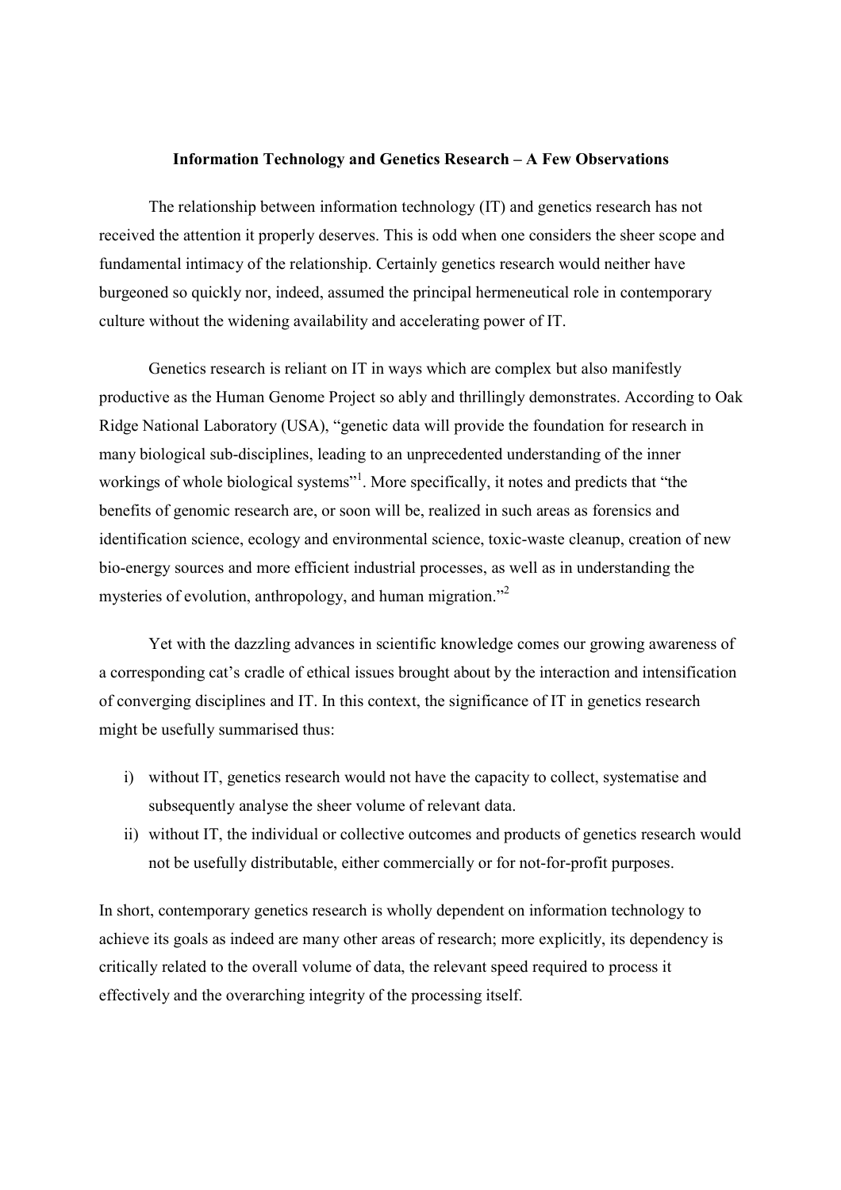# Information Technology and Genetics Research – A Few Observations

The relationship between information technology (IT) and genetics research has not received the attention it properly deserves. This is odd when one considers the sheer scope and fundamental intimacy of the relationship. Certainly genetics research would neither have burgeoned so quickly nor, indeed, assumed the principal hermeneutical role in contemporary culture without the widening availability and accelerating power of IT.

Genetics research is reliant on IT in ways which are complex but also manifestly productive as the Human Genome Project so ably and thrillingly demonstrates. According to Oak Ridge National Laboratory (USA), "genetic data will provide the foundation for research in many biological sub-disciplines, leading to an unprecedented understanding of the inner workings of whole biological systems"[1]. More specifically, it notes and predicts that "the benefits of genomic research are, or soon will be, realized in such areas as forensics and identification science, ecology and environmental science, toxic-waste cleanup, creation of new bio-energy sources and more efficient industrial processes, as well as in understanding the mysteries of evolution, anthropology, and human migration."[2]

Yet with the dazzling advances in scientific knowledge comes our growing awareness of a corresponding cat's cradle of ethical issues brought about by the interaction and intensification of converging disciplines and IT. In this context, the significance of IT in genetics research might be usefully summarised thus:

i) without IT, genetics research would not have the capacity to collect, systematise and subsequently analyse the sheer volume of relevant data.
ii) without IT, the individual or collective outcomes and products of genetics research would not be usefully distributable, either commercially or for not-for-profit purposes.

In short, contemporary genetics research is wholly dependent on information technology to achieve its goals as indeed are many other areas of research; more explicitly, its dependency is critically related to the overall volume of data, the relevant speed required to process it effectively and the overarching integrity of the processing itself.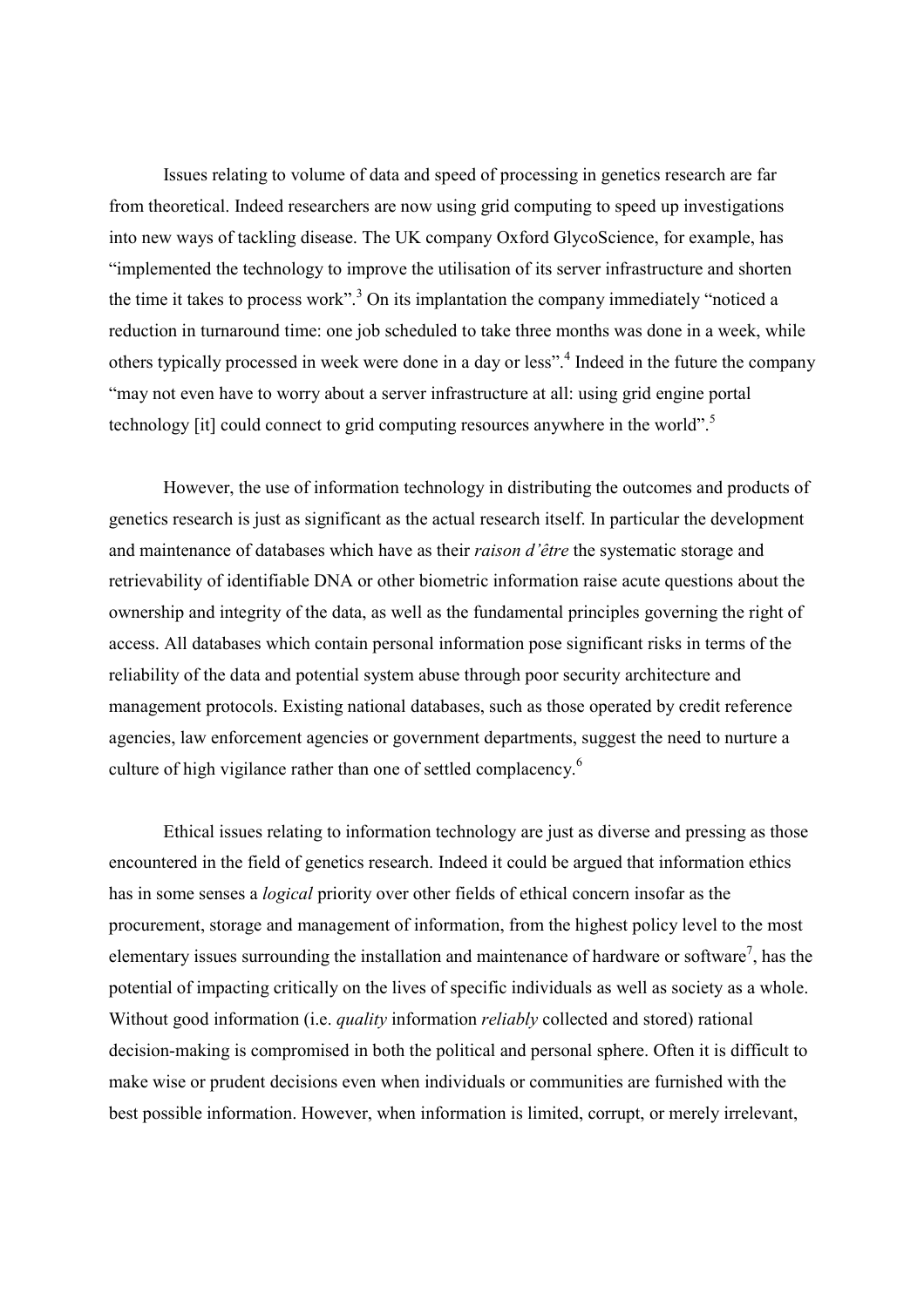Issues relating to volume of data and speed of processing in genetics research are far from theoretical. Indeed researchers are now using grid computing to speed up investigations into new ways of tackling disease. The UK company Oxford GlycoScience, for example, has "implemented the technology to improve the utilisation of its server infrastructure and shorten the time it takes to process work".[3] On its implantation the company immediately "noticed a reduction in turnaround time: one job scheduled to take three months was done in a week, while others typically processed in week were done in a day or less".[4] Indeed in the future the company "may not even have to worry about a server infrastructure at all: using grid engine portal technology [it] could connect to grid computing resources anywhere in the world".[5]

However, the use of information technology in distributing the outcomes and products of genetics research is just as significant as the actual research itself. In particular the development and maintenance of databases which have as their *raison d'être* the systematic storage and retrievability of identifiable DNA or other biometric information raise acute questions about the ownership and integrity of the data, as well as the fundamental principles governing the right of access. All databases which contain personal information pose significant risks in terms of the reliability of the data and potential system abuse through poor security architecture and management protocols. Existing national databases, such as those operated by credit reference agencies, law enforcement agencies or government departments, suggest the need to nurture a culture of high vigilance rather than one of settled complacency.[6]

Ethical issues relating to information technology are just as diverse and pressing as those encountered in the field of genetics research. Indeed it could be argued that information ethics has in some senses a *logical* priority over other fields of ethical concern insofar as the procurement, storage and management of information, from the highest policy level to the most elementary issues surrounding the installation and maintenance of hardware or software[7], has the potential of impacting critically on the lives of specific individuals as well as society as a whole. Without good information (i.e. *quality* information *reliably* collected and stored) rational decision-making is compromised in both the political and personal sphere. Often it is difficult to make wise or prudent decisions even when individuals or communities are furnished with the best possible information. However, when information is limited, corrupt, or merely irrelevant,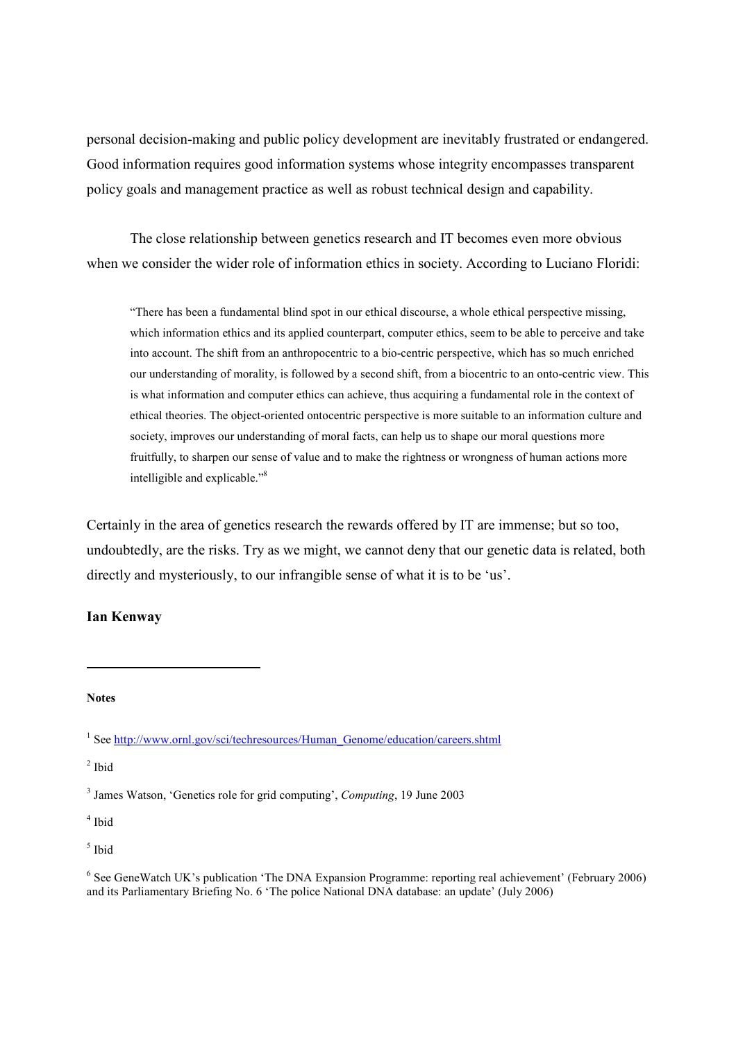personal decision-making and public policy development are inevitably frustrated or endangered. Good information requires good information systems whose integrity encompasses transparent policy goals and management practice as well as robust technical design and capability.

The close relationship between genetics research and IT becomes even more obvious when we consider the wider role of information ethics in society. According to Luciano Floridi:

> "There has been a fundamental blind spot in our ethical discourse, a whole ethical perspective missing, which information ethics and its applied counterpart, computer ethics, seem to be able to perceive and take into account. The shift from an anthropocentric to a bio-centric perspective, which has so much enriched our understanding of morality, is followed by a second shift, from a biocentric to an onto-centric view. This is what information and computer ethics can achieve, thus acquiring a fundamental role in the context of ethical theories. The object-oriented ontocentric perspective is more suitable to an information culture and society, improves our understanding of moral facts, can help us to shape our moral questions more fruitfully, to sharpen our sense of value and to make the rightness or wrongness of human actions more intelligible and explicable."[8]

Certainly in the area of genetics research the rewards offered by IT are immense; but so too, undoubtedly, are the risks. Try as we might, we cannot deny that our genetic data is related, both directly and mysteriously, to our infrangible sense of what it is to be 'us'.

**Ian Kenway**

---

**Notes**

[1] See http://www.ornl.gov/sci/techresources/Human_Genome/education/careers.shtml

[2] Ibid

[3] James Watson, 'Genetics role for grid computing', *Computing*, 19 June 2003

[4] Ibid

[5] Ibid

[6] See GeneWatch UK's publication 'The DNA Expansion Programme: reporting real achievement' (February 2006) and its Parliamentary Briefing No. 6 'The police National DNA database: an update' (July 2006)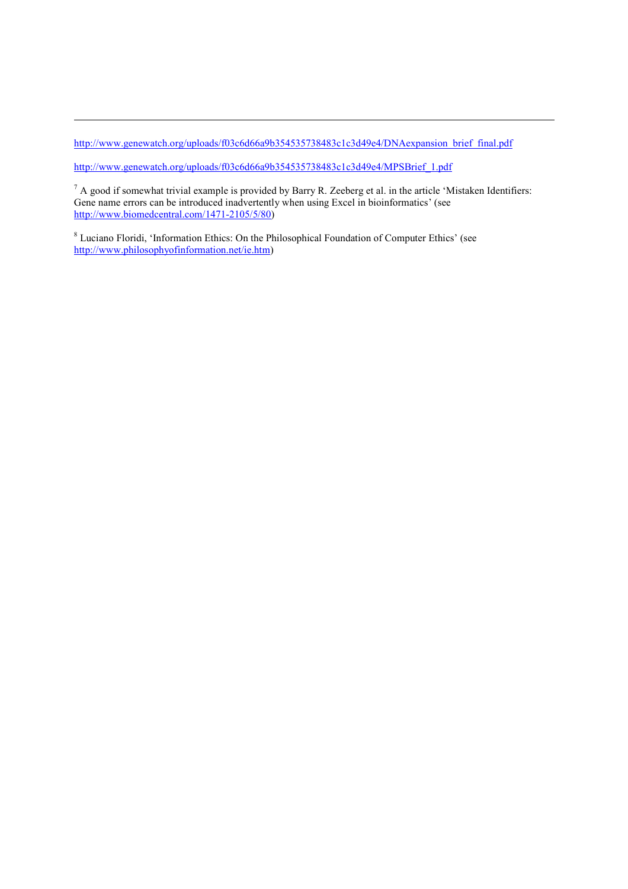http://www.genewatch.org/uploads/f03c6d66a9b354535738483c1c3d49e4/DNAexpansion_brief_final.pdf

http://www.genewatch.org/uploads/f03c6d66a9b354535738483c1c3d49e4/MPSBrief_1.pdf

[7] A good if somewhat trivial example is provided by Barry R. Zeeberg et al. in the article 'Mistaken Identifiers: Gene name errors can be introduced inadvertently when using Excel in bioinformatics' (see http://www.biomedcentral.com/1471-2105/5/80)

[8] Luciano Floridi, 'Information Ethics: On the Philosophical Foundation of Computer Ethics' (see http://www.philosophyofinformation.net/ie.htm)